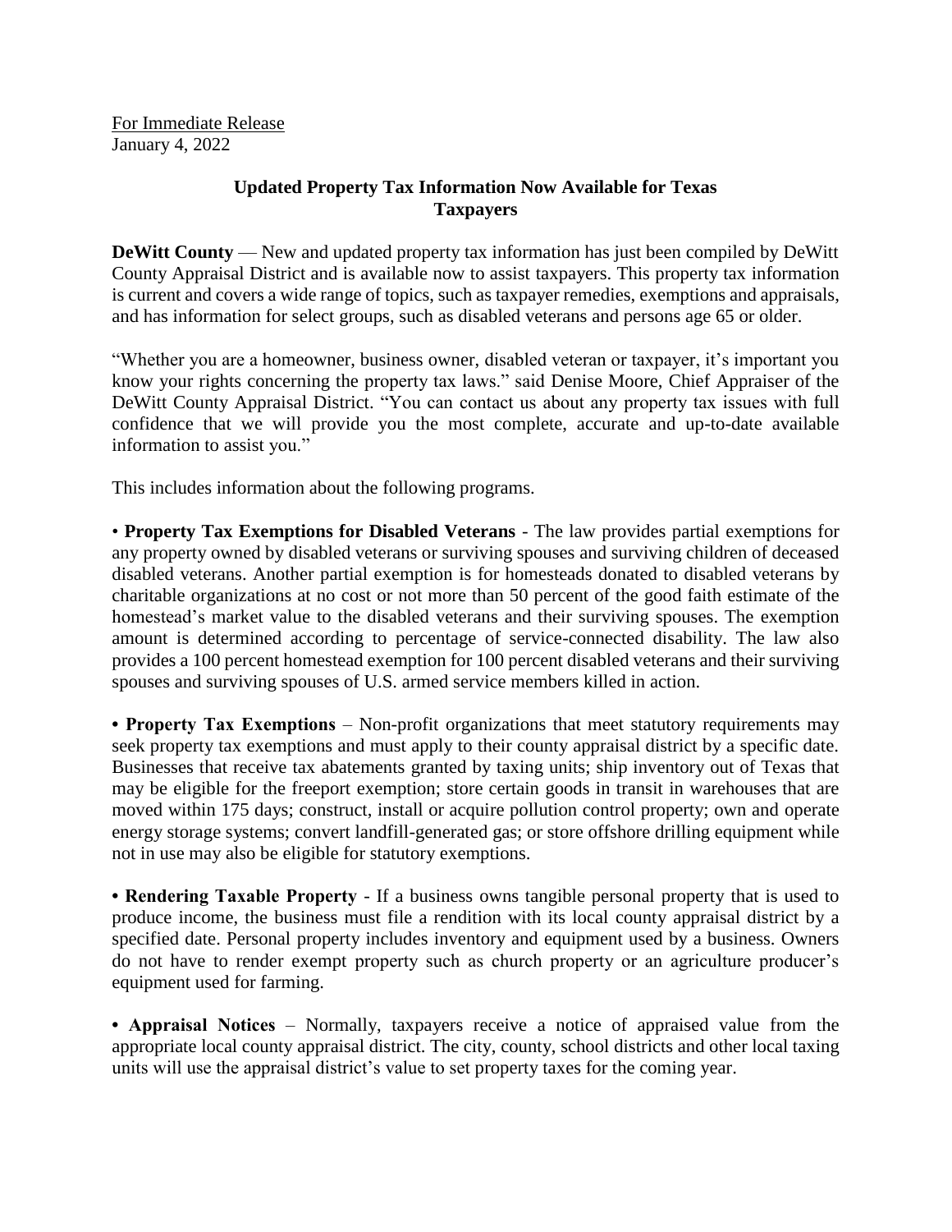For Immediate Release
January 4, 2022

# Updated Property Tax Information Now Available for Texas Taxpayers

**DeWitt County** — New and updated property tax information has just been compiled by DeWitt County Appraisal District and is available now to assist taxpayers. This property tax information is current and covers a wide range of topics, such as taxpayer remedies, exemptions and appraisals, and has information for select groups, such as disabled veterans and persons age 65 or older.

"Whether you are a homeowner, business owner, disabled veteran or taxpayer, it's important you know your rights concerning the property tax laws." said Denise Moore, Chief Appraiser of the DeWitt County Appraisal District. "You can contact us about any property tax issues with full confidence that we will provide you the most complete, accurate and up-to-date available information to assist you."

This includes information about the following programs.

- **Property Tax Exemptions for Disabled Veterans** - The law provides partial exemptions for any property owned by disabled veterans or surviving spouses and surviving children of deceased disabled veterans. Another partial exemption is for homesteads donated to disabled veterans by charitable organizations at no cost or not more than 50 percent of the good faith estimate of the homestead's market value to the disabled veterans and their surviving spouses. The exemption amount is determined according to percentage of service-connected disability. The law also provides a 100 percent homestead exemption for 100 percent disabled veterans and their surviving spouses and surviving spouses of U.S. armed service members killed in action.

- **Property Tax Exemptions** – Non-profit organizations that meet statutory requirements may seek property tax exemptions and must apply to their county appraisal district by a specific date. Businesses that receive tax abatements granted by taxing units; ship inventory out of Texas that may be eligible for the freeport exemption; store certain goods in transit in warehouses that are moved within 175 days; construct, install or acquire pollution control property; own and operate energy storage systems; convert landfill-generated gas; or store offshore drilling equipment while not in use may also be eligible for statutory exemptions.

- **Rendering Taxable Property** - If a business owns tangible personal property that is used to produce income, the business must file a rendition with its local county appraisal district by a specified date. Personal property includes inventory and equipment used by a business. Owners do not have to render exempt property such as church property or an agriculture producer's equipment used for farming.

- **Appraisal Notices** – Normally, taxpayers receive a notice of appraised value from the appropriate local county appraisal district. The city, county, school districts and other local taxing units will use the appraisal district's value to set property taxes for the coming year.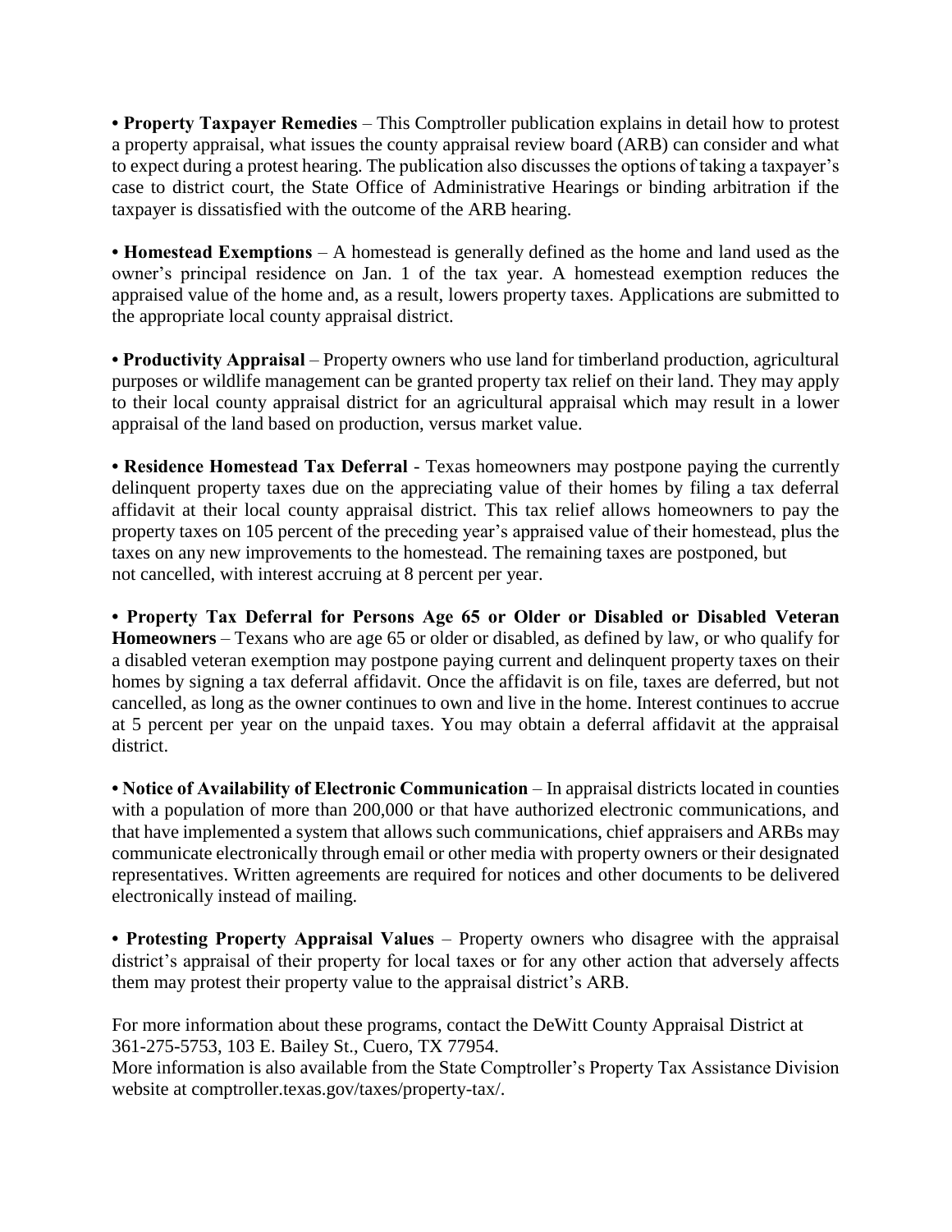**• Property Taxpayer Remedies** – This Comptroller publication explains in detail how to protest a property appraisal, what issues the county appraisal review board (ARB) can consider and what to expect during a protest hearing. The publication also discusses the options of taking a taxpayer's case to district court, the State Office of Administrative Hearings or binding arbitration if the taxpayer is dissatisfied with the outcome of the ARB hearing.

**• Homestead Exemptions** – A homestead is generally defined as the home and land used as the owner's principal residence on Jan. 1 of the tax year. A homestead exemption reduces the appraised value of the home and, as a result, lowers property taxes. Applications are submitted to the appropriate local county appraisal district.

**• Productivity Appraisal** – Property owners who use land for timberland production, agricultural purposes or wildlife management can be granted property tax relief on their land. They may apply to their local county appraisal district for an agricultural appraisal which may result in a lower appraisal of the land based on production, versus market value.

**• Residence Homestead Tax Deferral** - Texas homeowners may postpone paying the currently delinquent property taxes due on the appreciating value of their homes by filing a tax deferral affidavit at their local county appraisal district. This tax relief allows homeowners to pay the property taxes on 105 percent of the preceding year's appraised value of their homestead, plus the taxes on any new improvements to the homestead. The remaining taxes are postponed, but not cancelled, with interest accruing at 8 percent per year.

**• Property Tax Deferral for Persons Age 65 or Older or Disabled or Disabled Veteran Homeowners** – Texans who are age 65 or older or disabled, as defined by law, or who qualify for a disabled veteran exemption may postpone paying current and delinquent property taxes on their homes by signing a tax deferral affidavit. Once the affidavit is on file, taxes are deferred, but not cancelled, as long as the owner continues to own and live in the home. Interest continues to accrue at 5 percent per year on the unpaid taxes. You may obtain a deferral affidavit at the appraisal district.

**• Notice of Availability of Electronic Communication** – In appraisal districts located in counties with a population of more than 200,000 or that have authorized electronic communications, and that have implemented a system that allows such communications, chief appraisers and ARBs may communicate electronically through email or other media with property owners or their designated representatives. Written agreements are required for notices and other documents to be delivered electronically instead of mailing.

**• Protesting Property Appraisal Values** – Property owners who disagree with the appraisal district's appraisal of their property for local taxes or for any other action that adversely affects them may protest their property value to the appraisal district's ARB.

For more information about these programs, contact the DeWitt County Appraisal District at 361-275-5753, 103 E. Bailey St., Cuero, TX 77954.
More information is also available from the State Comptroller's Property Tax Assistance Division website at comptroller.texas.gov/taxes/property-tax/.